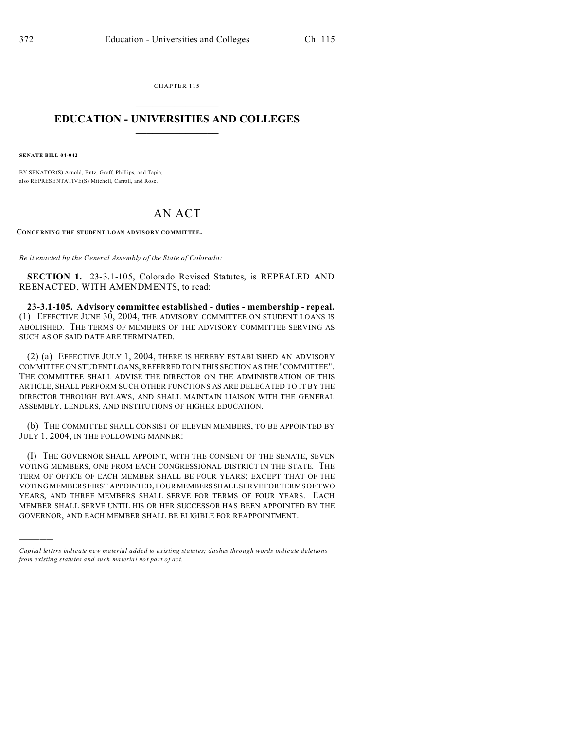CHAPTER 115

# EDUCATION - UNIVERSITIES AND COLLEGES

**SENATE BILL 04-042**

BY SENATOR(S) Arnold, Entz, Groff, Phillips, and Tapia;
also REPRESENTATIVE(S) Mitchell, Carroll, and Rose.

## AN ACT

**CONCERNING THE STUDENT LOAN ADVISORY COMMITTEE.**

*Be it enacted by the General Assembly of the State of Colorado:*

**SECTION 1.** 23-3.1-105, Colorado Revised Statutes, is REPEALED AND REENACTED, WITH AMENDMENTS, to read:

**23-3.1-105. Advisory committee established - duties - membership - repeal.** (1) EFFECTIVE JUNE 30, 2004, THE ADVISORY COMMITTEE ON STUDENT LOANS IS ABOLISHED. THE TERMS OF MEMBERS OF THE ADVISORY COMMITTEE SERVING AS SUCH AS OF SAID DATE ARE TERMINATED.

(2) (a) EFFECTIVE JULY 1, 2004, THERE IS HEREBY ESTABLISHED AN ADVISORY COMMITTEE ON STUDENT LOANS, REFERRED TO IN THIS SECTION AS THE "COMMITTEE". THE COMMITTEE SHALL ADVISE THE DIRECTOR ON THE ADMINISTRATION OF THIS ARTICLE, SHALL PERFORM SUCH OTHER FUNCTIONS AS ARE DELEGATED TO IT BY THE DIRECTOR THROUGH BYLAWS, AND SHALL MAINTAIN LIAISON WITH THE GENERAL ASSEMBLY, LENDERS, AND INSTITUTIONS OF HIGHER EDUCATION.

(b) THE COMMITTEE SHALL CONSIST OF ELEVEN MEMBERS, TO BE APPOINTED BY JULY 1, 2004, IN THE FOLLOWING MANNER:

(I) THE GOVERNOR SHALL APPOINT, WITH THE CONSENT OF THE SENATE, SEVEN VOTING MEMBERS, ONE FROM EACH CONGRESSIONAL DISTRICT IN THE STATE. THE TERM OF OFFICE OF EACH MEMBER SHALL BE FOUR YEARS; EXCEPT THAT OF THE VOTING MEMBERS FIRST APPOINTED, FOUR MEMBERS SHALL SERVE FOR TERMS OF TWO YEARS, AND THREE MEMBERS SHALL SERVE FOR TERMS OF FOUR YEARS. EACH MEMBER SHALL SERVE UNTIL HIS OR HER SUCCESSOR HAS BEEN APPOINTED BY THE GOVERNOR, AND EACH MEMBER SHALL BE ELIGIBLE FOR REAPPOINTMENT.

---

*Capital letters indicate new material added to existing statutes; dashes through words indicate deletions from existing statutes and such material not part of act.*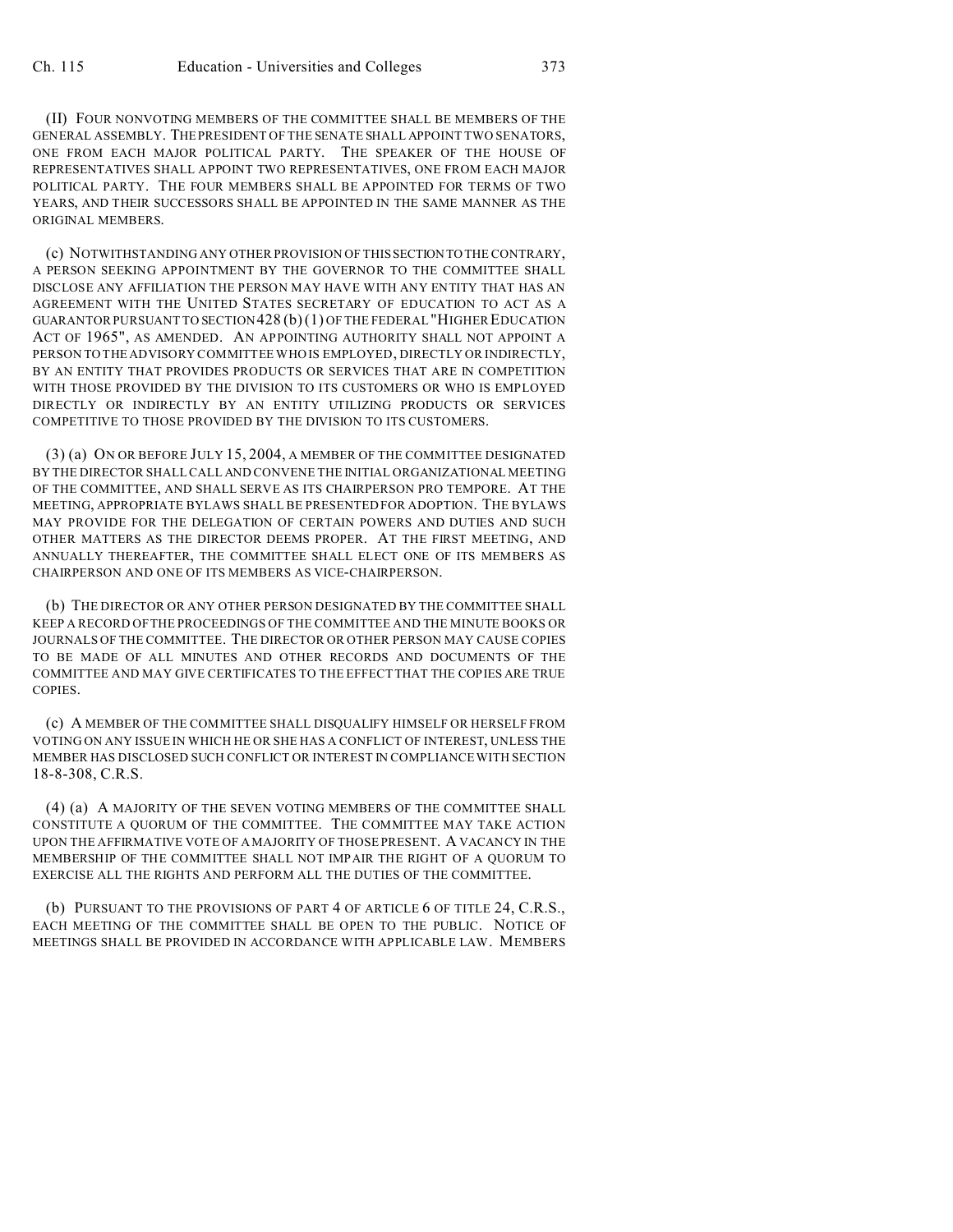(II) FOUR NONVOTING MEMBERS OF THE COMMITTEE SHALL BE MEMBERS OF THE GENERAL ASSEMBLY. THE PRESIDENT OF THE SENATE SHALL APPOINT TWO SENATORS, ONE FROM EACH MAJOR POLITICAL PARTY. THE SPEAKER OF THE HOUSE OF REPRESENTATIVES SHALL APPOINT TWO REPRESENTATIVES, ONE FROM EACH MAJOR POLITICAL PARTY. THE FOUR MEMBERS SHALL BE APPOINTED FOR TERMS OF TWO YEARS, AND THEIR SUCCESSORS SHALL BE APPOINTED IN THE SAME MANNER AS THE ORIGINAL MEMBERS.

(c) NOTWITHSTANDING ANY OTHER PROVISION OF THIS SECTION TO THE CONTRARY, A PERSON SEEKING APPOINTMENT BY THE GOVERNOR TO THE COMMITTEE SHALL DISCLOSE ANY AFFILIATION THE PERSON MAY HAVE WITH ANY ENTITY THAT HAS AN AGREEMENT WITH THE UNITED STATES SECRETARY OF EDUCATION TO ACT AS A GUARANTOR PURSUANT TO SECTION 428 (b) (1) OF THE FEDERAL "HIGHER EDUCATION ACT OF 1965", AS AMENDED. AN APPOINTING AUTHORITY SHALL NOT APPOINT A PERSON TO THE ADVISORY COMMITTEE WHO IS EMPLOYED, DIRECTLY OR INDIRECTLY, BY AN ENTITY THAT PROVIDES PRODUCTS OR SERVICES THAT ARE IN COMPETITION WITH THOSE PROVIDED BY THE DIVISION TO ITS CUSTOMERS OR WHO IS EMPLOYED DIRECTLY OR INDIRECTLY BY AN ENTITY UTILIZING PRODUCTS OR SERVICES COMPETITIVE TO THOSE PROVIDED BY THE DIVISION TO ITS CUSTOMERS.

(3) (a) ON OR BEFORE JULY 15, 2004, A MEMBER OF THE COMMITTEE DESIGNATED BY THE DIRECTOR SHALL CALL AND CONVENE THE INITIAL ORGANIZATIONAL MEETING OF THE COMMITTEE, AND SHALL SERVE AS ITS CHAIRPERSON PRO TEMPORE. AT THE MEETING, APPROPRIATE BYLAWS SHALL BE PRESENTED FOR ADOPTION. THE BYLAWS MAY PROVIDE FOR THE DELEGATION OF CERTAIN POWERS AND DUTIES AND SUCH OTHER MATTERS AS THE DIRECTOR DEEMS PROPER. AT THE FIRST MEETING, AND ANNUALLY THEREAFTER, THE COMMITTEE SHALL ELECT ONE OF ITS MEMBERS AS CHAIRPERSON AND ONE OF ITS MEMBERS AS VICE-CHAIRPERSON.

(b) THE DIRECTOR OR ANY OTHER PERSON DESIGNATED BY THE COMMITTEE SHALL KEEP A RECORD OF THE PROCEEDINGS OF THE COMMITTEE AND THE MINUTE BOOKS OR JOURNALS OF THE COMMITTEE. THE DIRECTOR OR OTHER PERSON MAY CAUSE COPIES TO BE MADE OF ALL MINUTES AND OTHER RECORDS AND DOCUMENTS OF THE COMMITTEE AND MAY GIVE CERTIFICATES TO THE EFFECT THAT THE COPIES ARE TRUE COPIES.

(c) A MEMBER OF THE COMMITTEE SHALL DISQUALIFY HIMSELF OR HERSELF FROM VOTING ON ANY ISSUE IN WHICH HE OR SHE HAS A CONFLICT OF INTEREST, UNLESS THE MEMBER HAS DISCLOSED SUCH CONFLICT OR INTEREST IN COMPLIANCE WITH SECTION 18-8-308, C.R.S.

(4) (a) A MAJORITY OF THE SEVEN VOTING MEMBERS OF THE COMMITTEE SHALL CONSTITUTE A QUORUM OF THE COMMITTEE. THE COMMITTEE MAY TAKE ACTION UPON THE AFFIRMATIVE VOTE OF A MAJORITY OF THOSE PRESENT. A VACANCY IN THE MEMBERSHIP OF THE COMMITTEE SHALL NOT IMPAIR THE RIGHT OF A QUORUM TO EXERCISE ALL THE RIGHTS AND PERFORM ALL THE DUTIES OF THE COMMITTEE.

(b) PURSUANT TO THE PROVISIONS OF PART 4 OF ARTICLE 6 OF TITLE 24, C.R.S., EACH MEETING OF THE COMMITTEE SHALL BE OPEN TO THE PUBLIC. NOTICE OF MEETINGS SHALL BE PROVIDED IN ACCORDANCE WITH APPLICABLE LAW. MEMBERS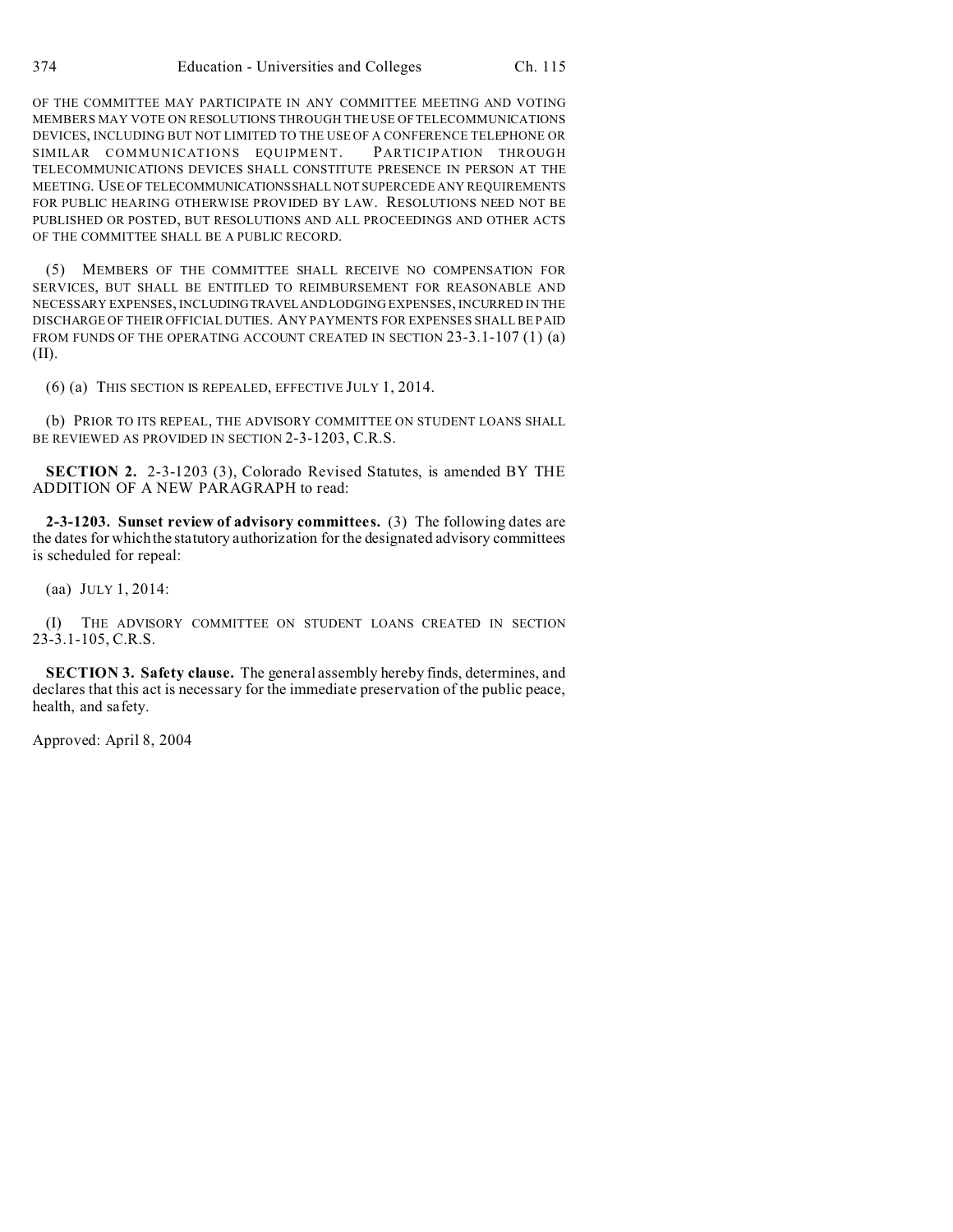OF THE COMMITTEE MAY PARTICIPATE IN ANY COMMITTEE MEETING AND VOTING MEMBERS MAY VOTE ON RESOLUTIONS THROUGH THE USE OF TELECOMMUNICATIONS DEVICES, INCLUDING BUT NOT LIMITED TO THE USE OF A CONFERENCE TELEPHONE OR SIMILAR COMMUNICATIONS EQUIPMENT. PARTICIPATION THROUGH TELECOMMUNICATIONS DEVICES SHALL CONSTITUTE PRESENCE IN PERSON AT THE MEETING. USE OF TELECOMMUNICATIONS SHALL NOT SUPERCEDE ANY REQUIREMENTS FOR PUBLIC HEARING OTHERWISE PROVIDED BY LAW. RESOLUTIONS NEED NOT BE PUBLISHED OR POSTED, BUT RESOLUTIONS AND ALL PROCEEDINGS AND OTHER ACTS OF THE COMMITTEE SHALL BE A PUBLIC RECORD.

(5) MEMBERS OF THE COMMITTEE SHALL RECEIVE NO COMPENSATION FOR SERVICES, BUT SHALL BE ENTITLED TO REIMBURSEMENT FOR REASONABLE AND NECESSARY EXPENSES, INCLUDING TRAVEL AND LODGING EXPENSES, INCURRED IN THE DISCHARGE OF THEIR OFFICIAL DUTIES. ANY PAYMENTS FOR EXPENSES SHALL BE PAID FROM FUNDS OF THE OPERATING ACCOUNT CREATED IN SECTION 23-3.1-107 (1) (a) (II).

(6) (a) THIS SECTION IS REPEALED, EFFECTIVE JULY 1, 2014.

(b) PRIOR TO ITS REPEAL, THE ADVISORY COMMITTEE ON STUDENT LOANS SHALL BE REVIEWED AS PROVIDED IN SECTION 2-3-1203, C.R.S.

**SECTION 2.** 2-3-1203 (3), Colorado Revised Statutes, is amended BY THE ADDITION OF A NEW PARAGRAPH to read:

**2-3-1203. Sunset review of advisory committees.** (3) The following dates are the dates for which the statutory authorization for the designated advisory committees is scheduled for repeal:

(aa) JULY 1, 2014:

(I) THE ADVISORY COMMITTEE ON STUDENT LOANS CREATED IN SECTION 23-3.1-105, C.R.S.

**SECTION 3. Safety clause.** The general assembly hereby finds, determines, and declares that this act is necessary for the immediate preservation of the public peace, health, and safety.

Approved: April 8, 2004